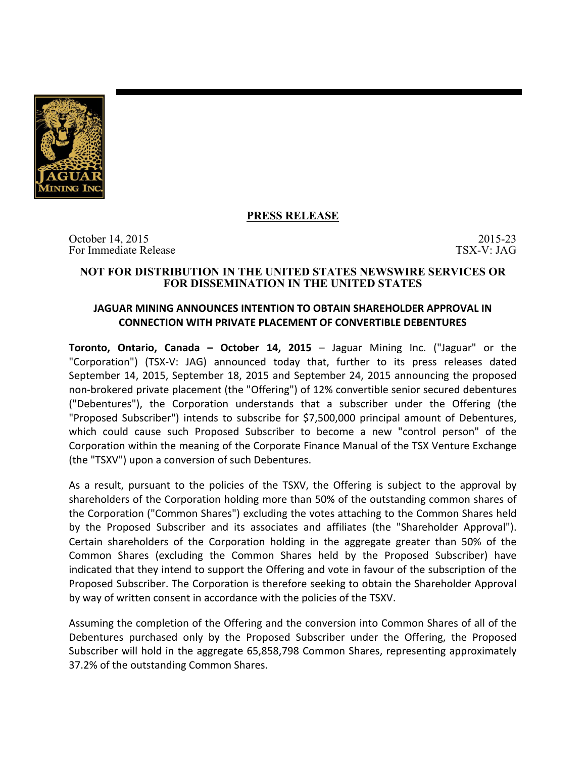**PRESS RELEASE**

October 14, 2015
For Immediate Release

2015-23
TSX-V: JAG

**NOT FOR DISTRIBUTION IN THE UNITED STATES NEWSWIRE SERVICES OR FOR DISSEMINATION IN THE UNITED STATES**

## JAGUAR MINING ANNOUNCES INTENTION TO OBTAIN SHAREHOLDER APPROVAL IN CONNECTION WITH PRIVATE PLACEMENT OF CONVERTIBLE DEBENTURES

**Toronto, Ontario, Canada – October 14, 2015** – Jaguar Mining Inc. ("Jaguar" or the "Corporation") (TSX-V: JAG) announced today that, further to its press releases dated September 14, 2015, September 18, 2015 and September 24, 2015 announcing the proposed non-brokered private placement (the "Offering") of 12% convertible senior secured debentures ("Debentures"), the Corporation understands that a subscriber under the Offering (the "Proposed Subscriber") intends to subscribe for $7,500,000 principal amount of Debentures, which could cause such Proposed Subscriber to become a new "control person" of the Corporation within the meaning of the Corporate Finance Manual of the TSX Venture Exchange (the "TSXV") upon a conversion of such Debentures.

As a result, pursuant to the policies of the TSXV, the Offering is subject to the approval by shareholders of the Corporation holding more than 50% of the outstanding common shares of the Corporation ("Common Shares") excluding the votes attaching to the Common Shares held by the Proposed Subscriber and its associates and affiliates (the "Shareholder Approval"). Certain shareholders of the Corporation holding in the aggregate greater than 50% of the Common Shares (excluding the Common Shares held by the Proposed Subscriber) have indicated that they intend to support the Offering and vote in favour of the subscription of the Proposed Subscriber. The Corporation is therefore seeking to obtain the Shareholder Approval by way of written consent in accordance with the policies of the TSXV.

Assuming the completion of the Offering and the conversion into Common Shares of all of the Debentures purchased only by the Proposed Subscriber under the Offering, the Proposed Subscriber will hold in the aggregate 65,858,798 Common Shares, representing approximately 37.2% of the outstanding Common Shares.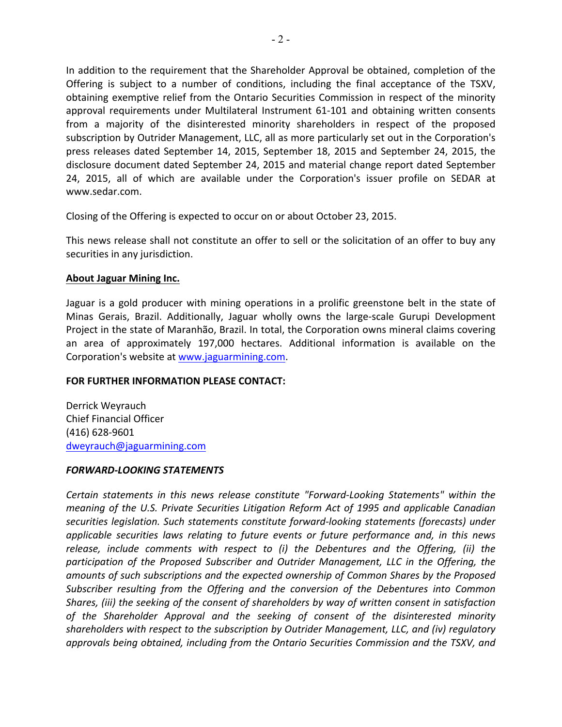In addition to the requirement that the Shareholder Approval be obtained, completion of the Offering is subject to a number of conditions, including the final acceptance of the TSXV, obtaining exemptive relief from the Ontario Securities Commission in respect of the minority approval requirements under Multilateral Instrument 61-101 and obtaining written consents from a majority of the disinterested minority shareholders in respect of the proposed subscription by Outrider Management, LLC, all as more particularly set out in the Corporation's press releases dated September 14, 2015, September 18, 2015 and September 24, 2015, the disclosure document dated September 24, 2015 and material change report dated September 24, 2015, all of which are available under the Corporation's issuer profile on SEDAR at www.sedar.com.

Closing of the Offering is expected to occur on or about October 23, 2015.

This news release shall not constitute an offer to sell or the solicitation of an offer to buy any securities in any jurisdiction.

**About Jaguar Mining Inc.**

Jaguar is a gold producer with mining operations in a prolific greenstone belt in the state of Minas Gerais, Brazil. Additionally, Jaguar wholly owns the large-scale Gurupi Development Project in the state of Maranhão, Brazil. In total, the Corporation owns mineral claims covering an area of approximately 197,000 hectares. Additional information is available on the Corporation's website at www.jaguarmining.com.

**FOR FURTHER INFORMATION PLEASE CONTACT:**

Derrick Weyrauch
Chief Financial Officer
(416) 628-9601
dweyrauch@jaguarmining.com

***FORWARD-LOOKING STATEMENTS***

*Certain statements in this news release constitute "Forward-Looking Statements" within the meaning of the U.S. Private Securities Litigation Reform Act of 1995 and applicable Canadian securities legislation. Such statements constitute forward-looking statements (forecasts) under applicable securities laws relating to future events or future performance and, in this news release, include comments with respect to (i) the Debentures and the Offering, (ii) the participation of the Proposed Subscriber and Outrider Management, LLC in the Offering, the amounts of such subscriptions and the expected ownership of Common Shares by the Proposed Subscriber resulting from the Offering and the conversion of the Debentures into Common Shares, (iii) the seeking of the consent of shareholders by way of written consent in satisfaction of the Shareholder Approval and the seeking of consent of the disinterested minority shareholders with respect to the subscription by Outrider Management, LLC, and (iv) regulatory approvals being obtained, including from the Ontario Securities Commission and the TSXV, and*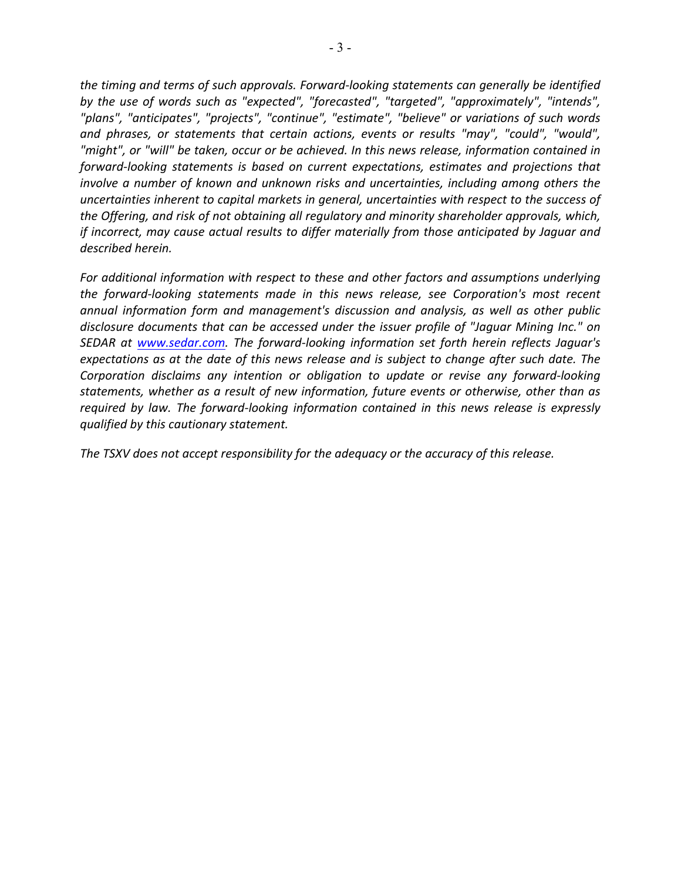*the timing and terms of such approvals. Forward-looking statements can generally be identified by the use of words such as "expected", "forecasted", "targeted", "approximately", "intends", "plans", "anticipates", "projects", "continue", "estimate", "believe" or variations of such words and phrases, or statements that certain actions, events or results "may", "could", "would", "might", or "will" be taken, occur or be achieved. In this news release, information contained in forward-looking statements is based on current expectations, estimates and projections that involve a number of known and unknown risks and uncertainties, including among others the uncertainties inherent to capital markets in general, uncertainties with respect to the success of the Offering, and risk of not obtaining all regulatory and minority shareholder approvals, which, if incorrect, may cause actual results to differ materially from those anticipated by Jaguar and described herein.*

*For additional information with respect to these and other factors and assumptions underlying the forward-looking statements made in this news release, see Corporation's most recent annual information form and management's discussion and analysis, as well as other public disclosure documents that can be accessed under the issuer profile of "Jaguar Mining Inc." on SEDAR at [www.sedar.com](http://www.sedar.com). The forward-looking information set forth herein reflects Jaguar's expectations as at the date of this news release and is subject to change after such date. The Corporation disclaims any intention or obligation to update or revise any forward-looking statements, whether as a result of new information, future events or otherwise, other than as required by law. The forward-looking information contained in this news release is expressly qualified by this cautionary statement.*

*The TSXV does not accept responsibility for the adequacy or the accuracy of this release.*